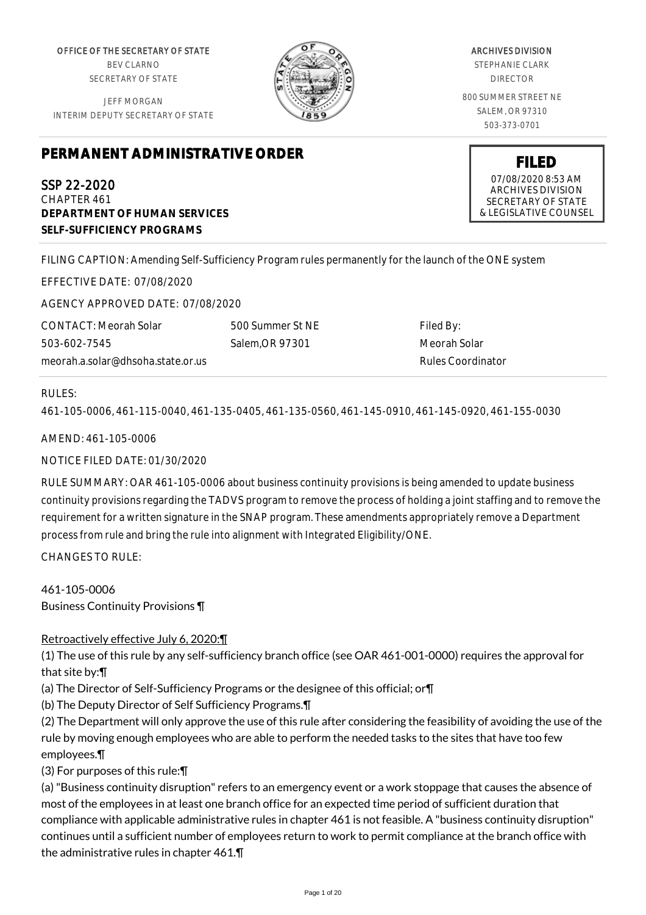OFFICE OF THE SECRETARY OF STATE
BEV CLARNO
SECRETARY OF STATE

JEFF MORGAN
INTERIM DEPUTY SECRETARY OF STATE

ARCHIVES DIVISION
STEPHANIE CLARK
DIRECTOR

800 SUMMER STREET NE
SALEM, OR 97310
503-373-0701

# PERMANENT ADMINISTRATIVE ORDER

**FILED**
07/08/2020 8:53 AM
ARCHIVES DIVISION
SECRETARY OF STATE
& LEGISLATIVE COUNSEL

SSP 22-2020
CHAPTER 461
**DEPARTMENT OF HUMAN SERVICES**
**SELF-SUFFICIENCY PROGRAMS**

FILING CAPTION: Amending Self-Sufficiency Program rules permanently for the launch of the ONE system

EFFECTIVE DATE: 07/08/2020

AGENCY APPROVED DATE: 07/08/2020

CONTACT: Meorah Solar
503-602-7545
meorah.a.solar@dhsoha.state.or.us

500 Summer St NE
Salem,OR 97301

Filed By:
Meorah Solar
Rules Coordinator

RULES:

461-105-0006, 461-115-0040, 461-135-0405, 461-135-0560, 461-145-0910, 461-145-0920, 461-155-0030

AMEND: 461-105-0006

NOTICE FILED DATE: 01/30/2020

RULE SUMMARY: OAR 461-105-0006 about business continuity provisions is being amended to update business continuity provisions regarding the TADVS program to remove the process of holding a joint staffing and to remove the requirement for a written signature in the SNAP program. These amendments appropriately remove a Department process from rule and bring the rule into alignment with Integrated Eligibility/ONE.

CHANGES TO RULE:

461-105-0006
Business Continuity Provisions ¶

Retroactively effective July 6, 2020:¶
(1) The use of this rule by any self-sufficiency branch office (see OAR 461-001-0000) requires the approval for that site by:¶
(a) The Director of Self-Sufficiency Programs or the designee of this official; or¶
(b) The Deputy Director of Self Sufficiency Programs.¶
(2) The Department will only approve the use of this rule after considering the feasibility of avoiding the use of the rule by moving enough employees who are able to perform the needed tasks to the sites that have too few employees.¶
(3) For purposes of this rule:¶
(a) "Business continuity disruption" refers to an emergency event or a work stoppage that causes the absence of most of the employees in at least one branch office for an expected time period of sufficient duration that compliance with applicable administrative rules in chapter 461 is not feasible. A "business continuity disruption" continues until a sufficient number of employees return to work to permit compliance at the branch office with the administrative rules in chapter 461.¶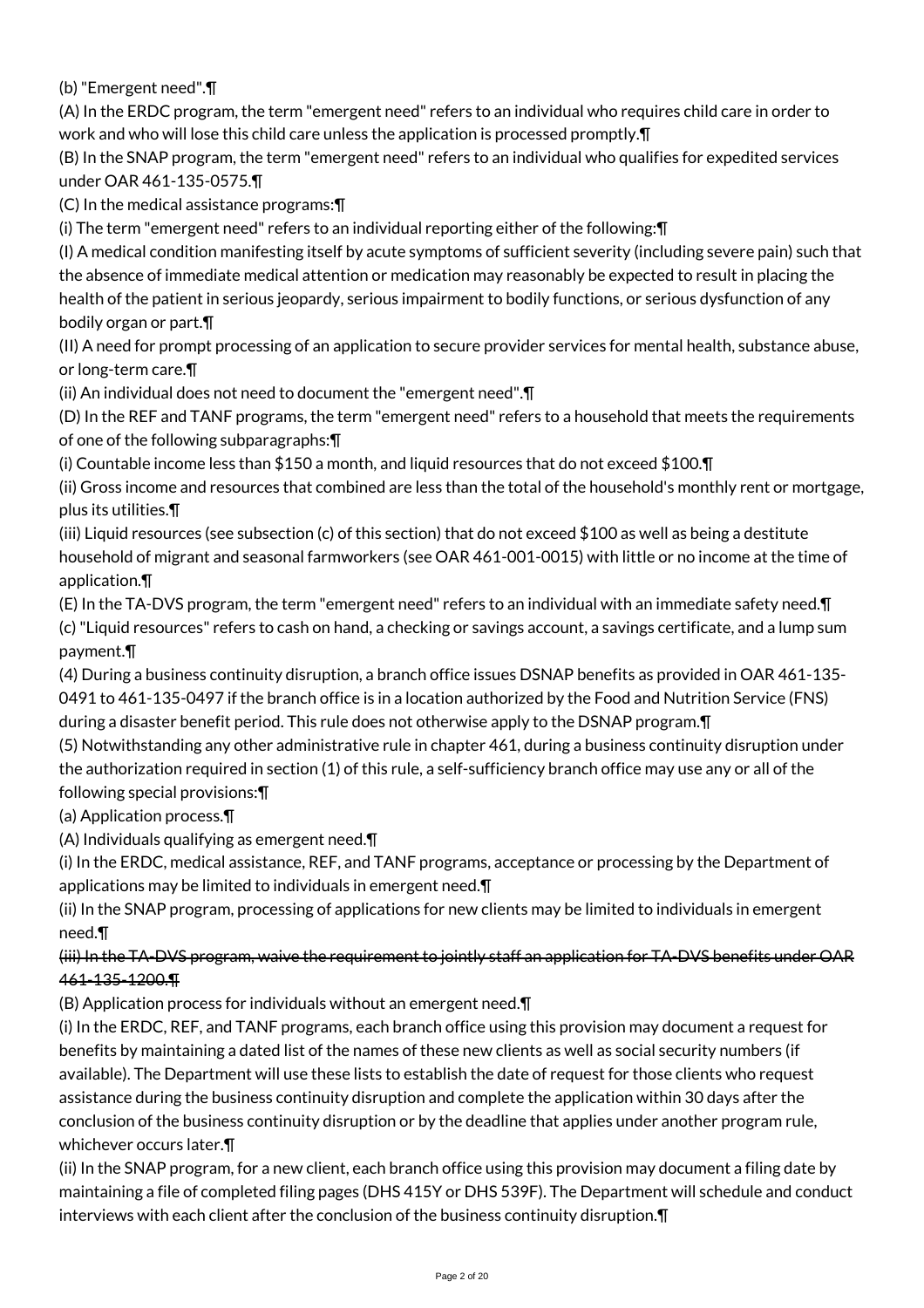(b) "Emergent need".¶

(A) In the ERDC program, the term "emergent need" refers to an individual who requires child care in order to work and who will lose this child care unless the application is processed promptly.¶

(B) In the SNAP program, the term "emergent need" refers to an individual who qualifies for expedited services under OAR 461-135-0575.¶

(C) In the medical assistance programs:¶

(i) The term "emergent need" refers to an individual reporting either of the following:¶

(I) A medical condition manifesting itself by acute symptoms of sufficient severity (including severe pain) such that the absence of immediate medical attention or medication may reasonably be expected to result in placing the health of the patient in serious jeopardy, serious impairment to bodily functions, or serious dysfunction of any bodily organ or part.¶

(II) A need for prompt processing of an application to secure provider services for mental health, substance abuse, or long-term care.¶

(ii) An individual does not need to document the "emergent need".¶

(D) In the REF and TANF programs, the term "emergent need" refers to a household that meets the requirements of one of the following subparagraphs:¶

(i) Countable income less than $150 a month, and liquid resources that do not exceed $100.¶

(ii) Gross income and resources that combined are less than the total of the household's monthly rent or mortgage, plus its utilities.¶

(iii) Liquid resources (see subsection (c) of this section) that do not exceed $100 as well as being a destitute household of migrant and seasonal farmworkers (see OAR 461-001-0015) with little or no income at the time of application.¶

(E) In the TA-DVS program, the term "emergent need" refers to an individual with an immediate safety need.¶

(c) "Liquid resources" refers to cash on hand, a checking or savings account, a savings certificate, and a lump sum payment.¶

(4) During a business continuity disruption, a branch office issues DSNAP benefits as provided in OAR 461-135-0491 to 461-135-0497 if the branch office is in a location authorized by the Food and Nutrition Service (FNS) during a disaster benefit period. This rule does not otherwise apply to the DSNAP program.¶

(5) Notwithstanding any other administrative rule in chapter 461, during a business continuity disruption under the authorization required in section (1) of this rule, a self-sufficiency branch office may use any or all of the following special provisions:¶

(a) Application process.¶

(A) Individuals qualifying as emergent need.¶

(i) In the ERDC, medical assistance, REF, and TANF programs, acceptance or processing by the Department of applications may be limited to individuals in emergent need.¶

(ii) In the SNAP program, processing of applications for new clients may be limited to individuals in emergent need.¶

~~(iii) In the TA-DVS program, waive the requirement to jointly staff an application for TA-DVS benefits under OAR 461-135-1200.¶~~

(B) Application process for individuals without an emergent need.¶

(i) In the ERDC, REF, and TANF programs, each branch office using this provision may document a request for benefits by maintaining a dated list of the names of these new clients as well as social security numbers (if available). The Department will use these lists to establish the date of request for those clients who request assistance during the business continuity disruption and complete the application within 30 days after the conclusion of the business continuity disruption or by the deadline that applies under another program rule, whichever occurs later.¶

(ii) In the SNAP program, for a new client, each branch office using this provision may document a filing date by maintaining a file of completed filing pages (DHS 415Y or DHS 539F). The Department will schedule and conduct interviews with each client after the conclusion of the business continuity disruption.¶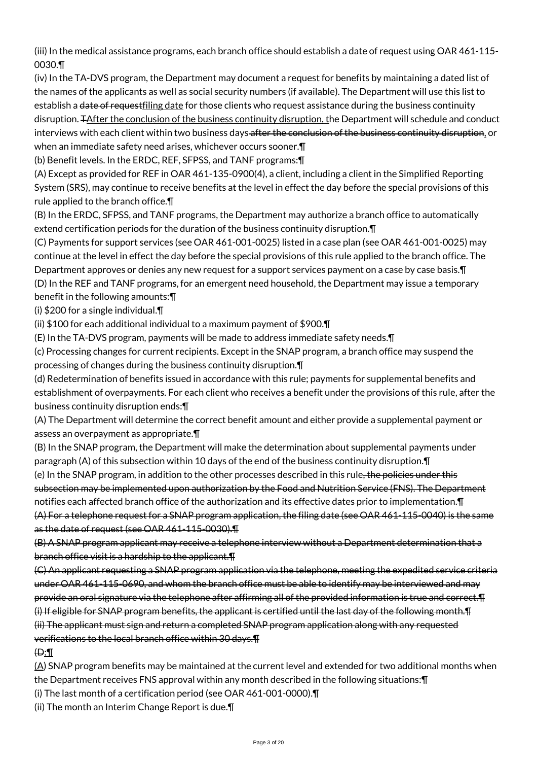(iii) In the medical assistance programs, each branch office should establish a date of request using OAR 461-115-0030.¶

(iv) In the TA-DVS program, the Department may document a request for benefits by maintaining a dated list of the names of the applicants as well as social security numbers (if available). The Department will use this list to establish a ~~date of request~~filing date for those clients who request assistance during the business continuity disruption. ~~T~~After the conclusion of the business continuity disruption, the Department will schedule and conduct interviews with each client within two business days~~ after the conclusion of the business continuity disruption~~, or when an immediate safety need arises, whichever occurs sooner.¶

(b) Benefit levels. In the ERDC, REF, SFPSS, and TANF programs:¶

(A) Except as provided for REF in OAR 461-135-0900(4), a client, including a client in the Simplified Reporting System (SRS), may continue to receive benefits at the level in effect the day before the special provisions of this rule applied to the branch office.¶

(B) In the ERDC, SFPSS, and TANF programs, the Department may authorize a branch office to automatically extend certification periods for the duration of the business continuity disruption.¶

(C) Payments for support services (see OAR 461-001-0025) listed in a case plan (see OAR 461-001-0025) may continue at the level in effect the day before the special provisions of this rule applied to the branch office. The Department approves or denies any new request for a support services payment on a case by case basis.¶

(D) In the REF and TANF programs, for an emergent need household, the Department may issue a temporary benefit in the following amounts:¶

(i) $200 for a single individual.¶

(ii) $100 for each additional individual to a maximum payment of $900.¶

(E) In the TA-DVS program, payments will be made to address immediate safety needs.¶

(c) Processing changes for current recipients. Except in the SNAP program, a branch office may suspend the processing of changes during the business continuity disruption.¶

(d) Redetermination of benefits issued in accordance with this rule; payments for supplemental benefits and establishment of overpayments. For each client who receives a benefit under the provisions of this rule, after the business continuity disruption ends:¶

(A) The Department will determine the correct benefit amount and either provide a supplemental payment or assess an overpayment as appropriate.¶

(B) In the SNAP program, the Department will make the determination about supplemental payments under paragraph (A) of this subsection within 10 days of the end of the business continuity disruption.¶

(e) In the SNAP program, in addition to the other processes described in this rule~~, the policies under this subsection may be implemented upon authorization by the Food and Nutrition Service (FNS). The Department notifies each affected branch office of the authorization and its effective dates prior to implementation.¶~~

~~(A) For a telephone request for a SNAP program application, the filing date (see OAR 461-115-0040) is the same as the date of request (see OAR 461-115-0030).¶~~

~~(B) A SNAP program applicant may receive a telephone interview without a Department determination that a branch office visit is a hardship to the applicant.¶~~

~~(C) An applicant requesting a SNAP program application via the telephone, meeting the expedited service criteria under OAR 461-115-0690, and whom the branch office must be able to identify may be interviewed and may provide an oral signature via the telephone after affirming all of the provided information is true and correct.¶~~

~~(i) If eligible for SNAP program benefits, the applicant is certified until the last day of the following month.¶~~

~~(ii) The applicant must sign and return a completed SNAP program application along with any requested verifications to the local branch office within 30 days.¶~~

~~(D~~:¶

(A) SNAP program benefits may be maintained at the current level and extended for two additional months when the Department receives FNS approval within any month described in the following situations:¶

(i) The last month of a certification period (see OAR 461-001-0000).¶

(ii) The month an Interim Change Report is due.¶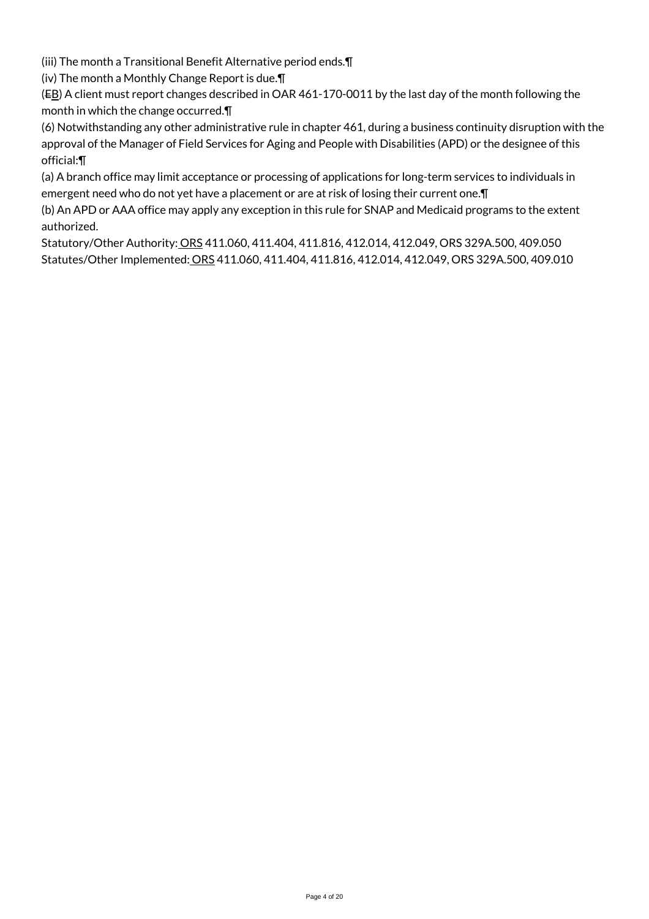(iii) The month a Transitional Benefit Alternative period ends.¶

(iv) The month a Monthly Change Report is due.¶

(~~E~~B) A client must report changes described in OAR 461-170-0011 by the last day of the month following the month in which the change occurred.¶

(6) Notwithstanding any other administrative rule in chapter 461, during a business continuity disruption with the approval of the Manager of Field Services for Aging and People with Disabilities (APD) or the designee of this official:¶

(a) A branch office may limit acceptance or processing of applications for long-term services to individuals in emergent need who do not yet have a placement or are at risk of losing their current one.¶

(b) An APD or AAA office may apply any exception in this rule for SNAP and Medicaid programs to the extent authorized.

Statutory/Other Authority: ORS 411.060, 411.404, 411.816, 412.014, 412.049, ORS 329A.500, 409.050

Statutes/Other Implemented: ORS 411.060, 411.404, 411.816, 412.014, 412.049, ORS 329A.500, 409.010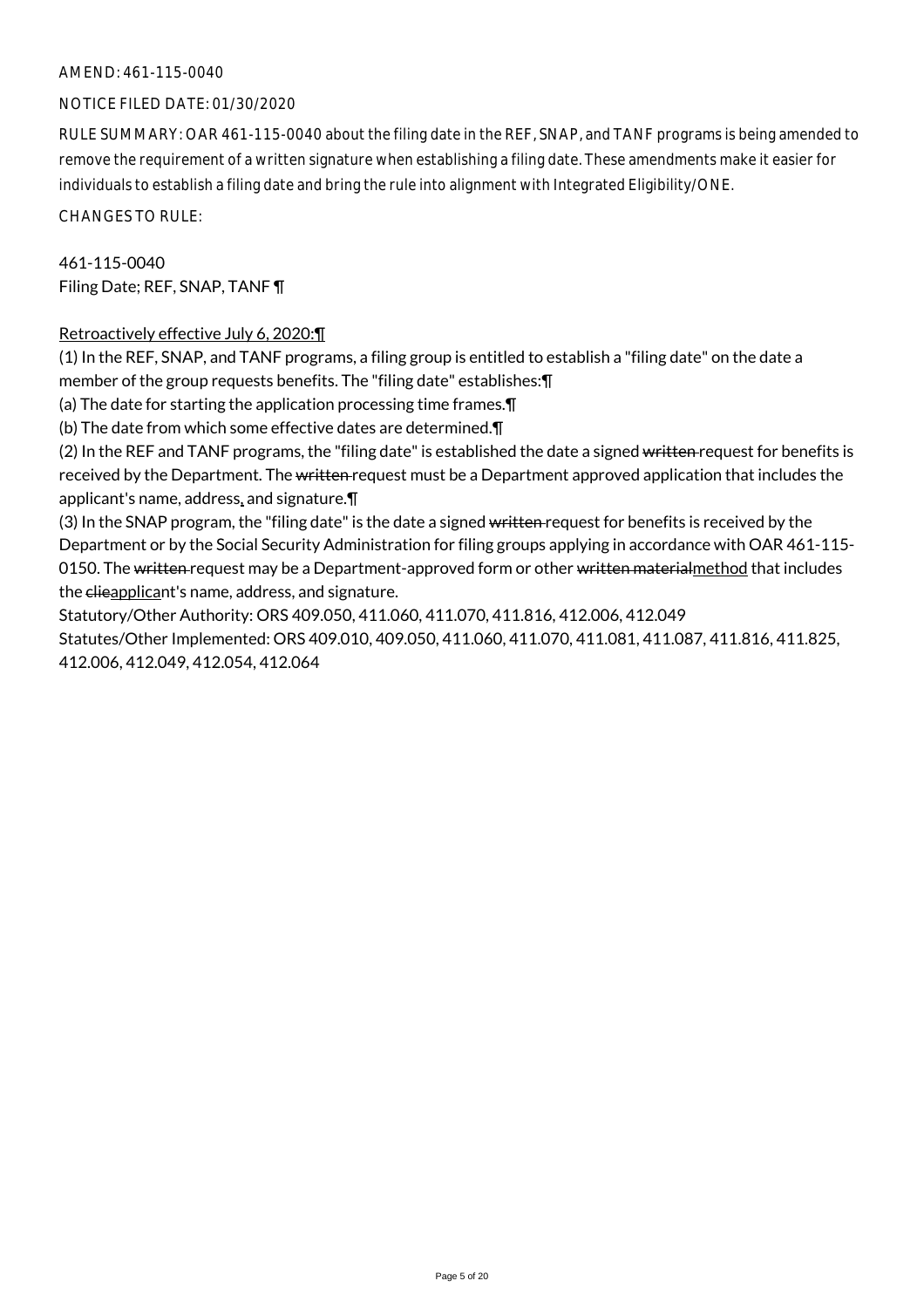AMEND: 461-115-0040

NOTICE FILED DATE: 01/30/2020

RULE SUMMARY: OAR 461-115-0040 about the filing date in the REF, SNAP, and TANF programs is being amended to remove the requirement of a written signature when establishing a filing date. These amendments make it easier for individuals to establish a filing date and bring the rule into alignment with Integrated Eligibility/ONE.

CHANGES TO RULE:

461-115-0040
Filing Date; REF, SNAP, TANF ¶

Retroactively effective July 6, 2020:¶

(1) In the REF, SNAP, and TANF programs, a filing group is entitled to establish a "filing date" on the date a member of the group requests benefits. The "filing date" establishes:¶

(a) The date for starting the application processing time frames.¶

(b) The date from which some effective dates are determined.¶

(2) In the REF and TANF programs, the "filing date" is established the date a signed ~~written~~ request for benefits is received by the Department. The ~~written~~ request must be a Department approved application that includes the applicant's name, address, and signature.¶

(3) In the SNAP program, the "filing date" is the date a signed ~~written~~ request for benefits is received by the Department or by the Social Security Administration for filing groups applying in accordance with OAR 461-115-0150. The ~~written~~ request may be a Department-approved form or other ~~written material~~method that includes the ~~clie~~applicant's name, address, and signature.

Statutory/Other Authority: ORS 409.050, 411.060, 411.070, 411.816, 412.006, 412.049
Statutes/Other Implemented: ORS 409.010, 409.050, 411.060, 411.070, 411.081, 411.087, 411.816, 411.825, 412.006, 412.049, 412.054, 412.064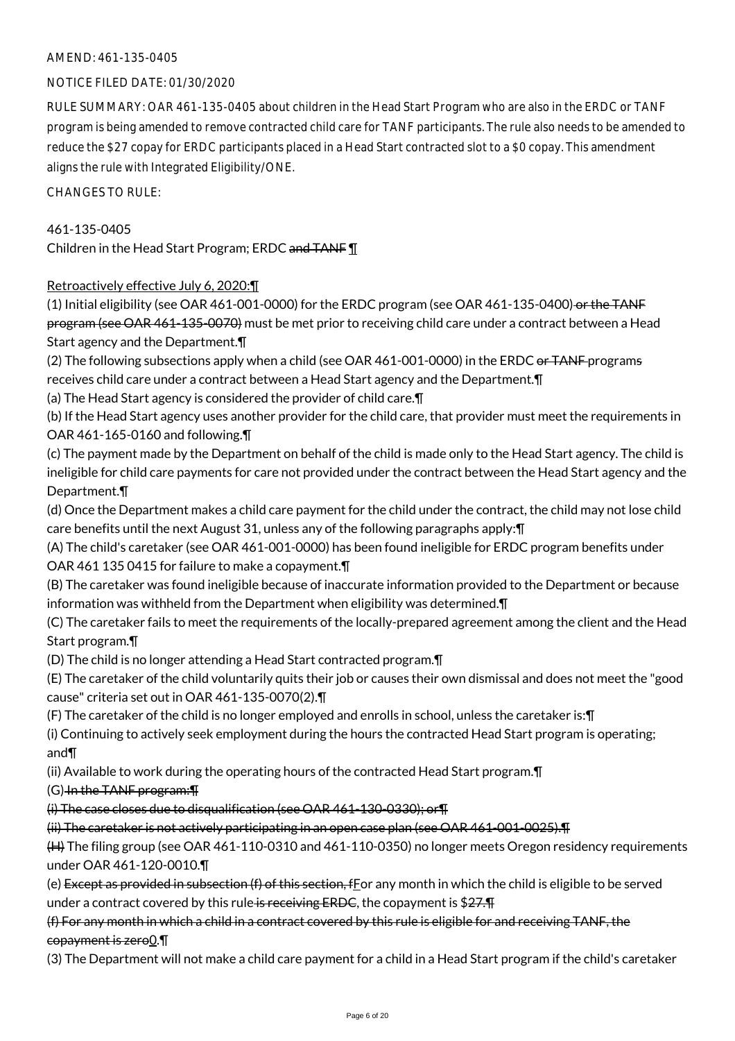AMEND: 461-135-0405

NOTICE FILED DATE: 01/30/2020

RULE SUMMARY: OAR 461-135-0405 about children in the Head Start Program who are also in the ERDC or TANF program is being amended to remove contracted child care for TANF participants. The rule also needs to be amended to reduce the $27 copay for ERDC participants placed in a Head Start contracted slot to a $0 copay. This amendment aligns the rule with Integrated Eligibility/ONE.

CHANGES TO RULE:

461-135-0405
Children in the Head Start Program; ERDC ~~and TANF~~ ¶

Retroactively effective July 6, 2020:¶
(1) Initial eligibility (see OAR 461-001-0000) for the ERDC program (see OAR 461-135-0400) ~~or the TANF program (see OAR 461-135-0070)~~ must be met prior to receiving child care under a contract between a Head Start agency and the Department.¶
(2) The following subsections apply when a child (see OAR 461-001-0000) in the ERDC ~~or TANF~~ program~~s~~ receives child care under a contract between a Head Start agency and the Department.¶
(a) The Head Start agency is considered the provider of child care.¶
(b) If the Head Start agency uses another provider for the child care, that provider must meet the requirements in OAR 461-165-0160 and following.¶
(c) The payment made by the Department on behalf of the child is made only to the Head Start agency. The child is ineligible for child care payments for care not provided under the contract between the Head Start agency and the Department.¶
(d) Once the Department makes a child care payment for the child under the contract, the child may not lose child care benefits until the next August 31, unless any of the following paragraphs apply:¶
(A) The child's caretaker (see OAR 461-001-0000) has been found ineligible for ERDC program benefits under OAR 461 135 0415 for failure to make a copayment.¶
(B) The caretaker was found ineligible because of inaccurate information provided to the Department or because information was withheld from the Department when eligibility was determined.¶
(C) The caretaker fails to meet the requirements of the locally-prepared agreement among the client and the Head Start program.¶
(D) The child is no longer attending a Head Start contracted program.¶
(E) The caretaker of the child voluntarily quits their job or causes their own dismissal and does not meet the "good cause" criteria set out in OAR 461-135-0070(2).¶
(F) The caretaker of the child is no longer employed and enrolls in school, unless the caretaker is:¶
(i) Continuing to actively seek employment during the hours the contracted Head Start program is operating; and¶
(ii) Available to work during the operating hours of the contracted Head Start program.¶
(G) ~~In the TANF program:¶~~
~~(i) The case closes due to disqualification (see OAR 461-130-0330); or¶~~
~~(ii) The caretaker is not actively participating in an open case plan (see OAR 461-001-0025).¶~~
~~(H)~~ The filing group (see OAR 461-110-0310 and 461-110-0350) no longer meets Oregon residency requirements under OAR 461-120-0010.¶
(e) ~~Except as provided in subsection (f) of this section, f~~For any month in which the child is eligible to be served under a contract covered by this rule ~~is receiving ERDC~~, the copayment is $~~27.¶~~
~~(f) For any month in which a child in a contract covered by this rule is eligible for and receiving TANF, the copayment is zero~~0.¶
(3) The Department will not make a child care payment for a child in a Head Start program if the child's caretaker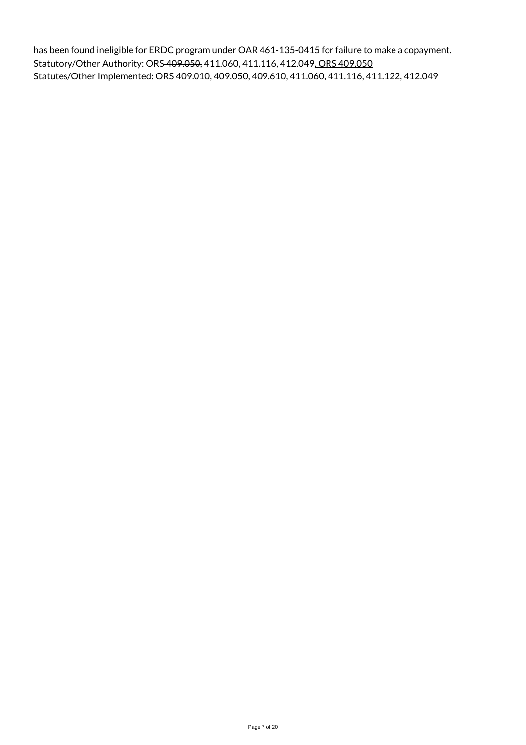has been found ineligible for ERDC program under OAR 461-135-0415 for failure to make a copayment.
Statutory/Other Authority: ORS ~~409.050,~~ 411.060, 411.116, 412.049, ORS 409.050
Statutes/Other Implemented: ORS 409.010, 409.050, 409.610, 411.060, 411.116, 411.122, 412.049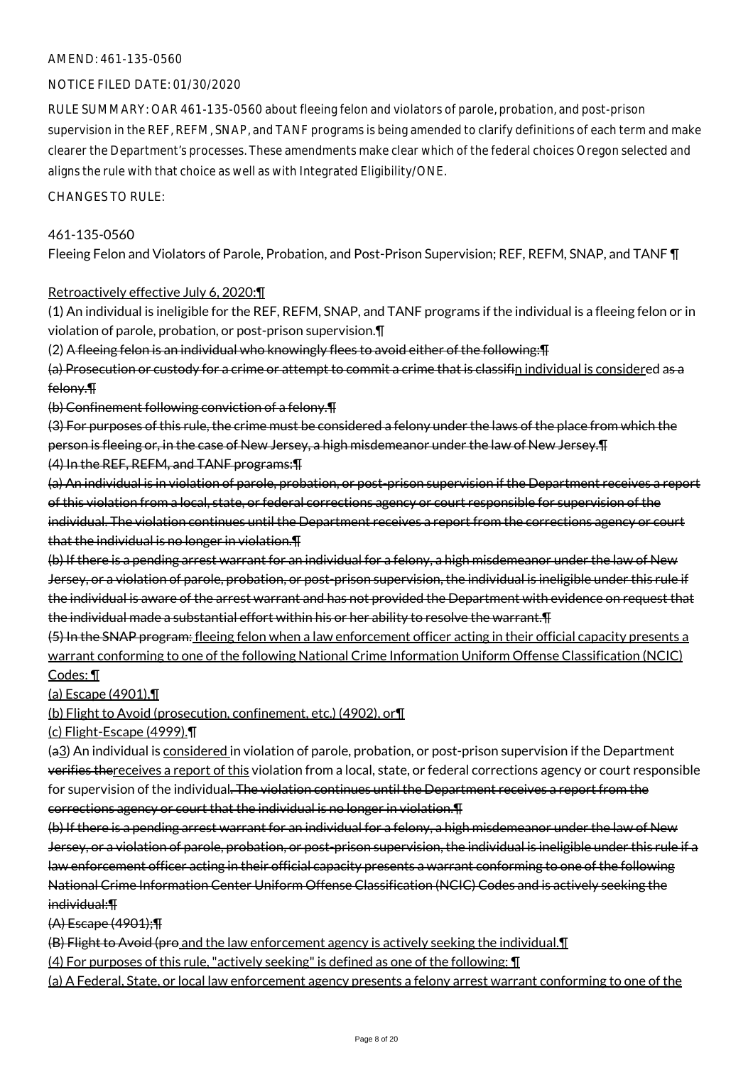AMEND: 461-135-0560

NOTICE FILED DATE: 01/30/2020

RULE SUMMARY: OAR 461-135-0560 about fleeing felon and violators of parole, probation, and post-prison supervision in the REF, REFM, SNAP, and TANF programs is being amended to clarify definitions of each term and make clearer the Department's processes. These amendments make clear which of the federal choices Oregon selected and aligns the rule with that choice as well as with Integrated Eligibility/ONE.

CHANGES TO RULE:

461-135-0560

Fleeing Felon and Violators of Parole, Probation, and Post-Prison Supervision; REF, REFM, SNAP, and TANF ¶

<u>Retroactively effective July 6, 2020:</u>¶

(1) An individual is ineligible for the REF, REFM, SNAP, and TANF programs if the individual is a fleeing felon or in violation of parole, probation, or post-prison supervision.¶

(2) A ~~fleeing felon is an individual who knowingly flees to avoid either of the following:¶~~

~~(a) Prosecution or custody for a crime or attempt to commit a crime that is classifi~~<u>n individual is considere</u>d a~~s a felony.¶~~

~~(b) Confinement following conviction of a felony.¶~~

~~(3) For purposes of this rule, the crime must be considered a felony under the laws of the place from which the person is fleeing or, in the case of New Jersey, a high misdemeanor under the law of New Jersey.¶~~

~~(4) In the REF, REFM, and TANF programs:¶~~

~~(a) An individual is in violation of parole, probation, or post-prison supervision if the Department receives a report of this violation from a local, state, or federal corrections agency or court responsible for supervision of the individual. The violation continues until the Department receives a report from the corrections agency or court that the individual is no longer in violation.¶~~

~~(b) If there is a pending arrest warrant for an individual for a felony, a high misdemeanor under the law of New Jersey, or a violation of parole, probation, or post-prison supervision, the individual is ineligible under this rule if the individual is aware of the arrest warrant and has not provided the Department with evidence on request that the individual made a substantial effort within his or her ability to resolve the warrant.¶~~

~~(5) In the SNAP program:~~ <u>fleeing felon when a law enforcement officer acting in their official capacity presents a warrant conforming to one of the following National Crime Information Uniform Offense Classification (NCIC) Codes: ¶</u>

<u>(a) Escape (4901).¶</u>

<u>(b) Flight to Avoid (prosecution, confinement, etc.) (4902), or¶</u>

<u>(c) Flight-Escape (4999).¶</u>

(~~a~~<u>3</u>) An individual is <u>considered </u>in violation of parole, probation, or post-prison supervision if the Department ~~verifies the~~<u>receives a report of this</u> violation from a local, state, or federal corrections agency or court responsible for supervision of the individual~~. The violation continues until the Department receives a report from the corrections agency or court that the individual is no longer in violation.¶~~

~~(b) If there is a pending arrest warrant for an individual for a felony, a high misdemeanor under the law of New Jersey, or a violation of parole, probation, or post-prison supervision, the individual is ineligible under this rule if a law enforcement officer acting in their official capacity presents a warrant conforming to one of the following National Crime Information Center Uniform Offense Classification (NCIC) Codes and is actively seeking the individual:¶~~

~~(A) Escape (4901);¶~~

~~(B) Flight to Avoid (pro~~<u> and the law enforcement agency is actively seeking the individual.¶</u>

<u>(4) For purposes of this rule, "actively seeking" is defined as one of the following: ¶</u>

<u>(a) A Federal, State, or local law enforcement agency presents a felony arrest warrant conforming to one of the</u>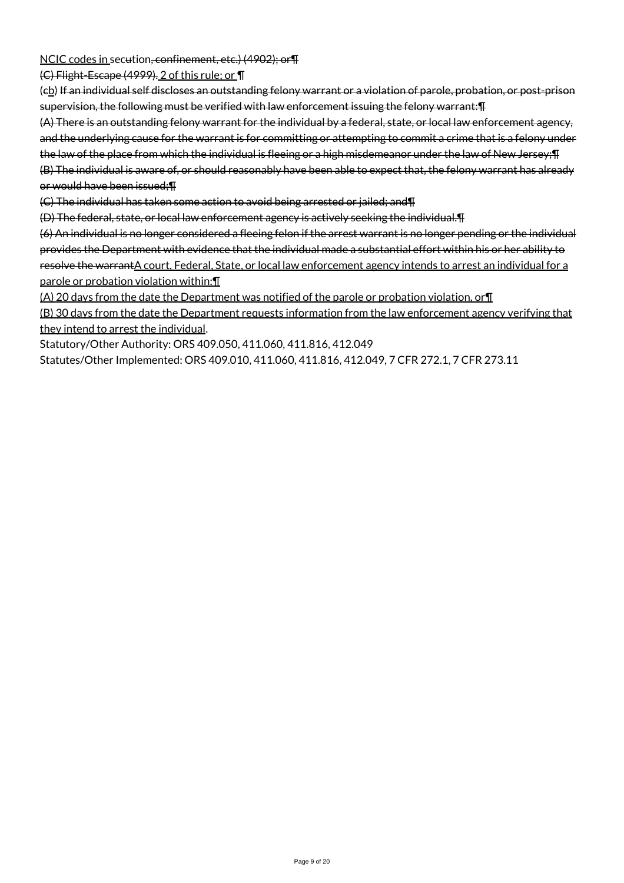NCIC codes in secution, confinement, etc.) (4902); or¶

(C) Flight-Escape (4999). 2 of this rule; or ¶

(cb) If an individual self discloses an outstanding felony warrant or a violation of parole, probation, or post-prison supervision, the following must be verified with law enforcement issuing the felony warrant:¶

(A) There is an outstanding felony warrant for the individual by a federal, state, or local law enforcement agency, and the underlying cause for the warrant is for committing or attempting to commit a crime that is a felony under the law of the place from which the individual is fleeing or a high misdemeanor under the law of New Jersey;¶

(B) The individual is aware of, or should reasonably have been able to expect that, the felony warrant has already or would have been issued;¶

(C) The individual has taken some action to avoid being arrested or jailed; and¶

(D) The federal, state, or local law enforcement agency is actively seeking the individual.¶

(6) An individual is no longer considered a fleeing felon if the arrest warrant is no longer pending or the individual provides the Department with evidence that the individual made a substantial effort within his or her ability to resolve the warrantA court, Federal, State, or local law enforcement agency intends to arrest an individual for a parole or probation violation within:¶

(A) 20 days from the date the Department was notified of the parole or probation violation, or¶

(B) 30 days from the date the Department requests information from the law enforcement agency verifying that they intend to arrest the individual.

Statutory/Other Authority: ORS 409.050, 411.060, 411.816, 412.049

Statutes/Other Implemented: ORS 409.010, 411.060, 411.816, 412.049, 7 CFR 272.1, 7 CFR 273.11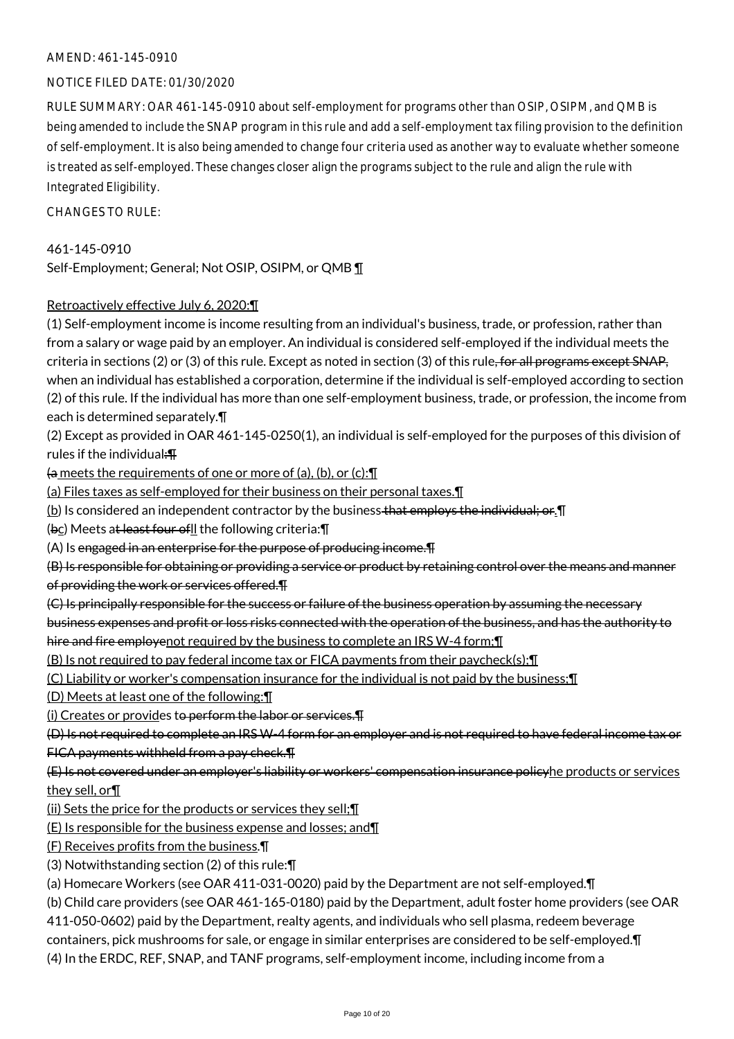AMEND: 461-145-0910

NOTICE FILED DATE: 01/30/2020

RULE SUMMARY: OAR 461-145-0910 about self-employment for programs other than OSIP, OSIPM, and QMB is being amended to include the SNAP program in this rule and add a self-employment tax filing provision to the definition of self-employment. It is also being amended to change four criteria used as another way to evaluate whether someone is treated as self-employed. These changes closer align the programs subject to the rule and align the rule with Integrated Eligibility.

CHANGES TO RULE:

461-145-0910
Self-Employment; General; Not OSIP, OSIPM, or QMB ¶

Retroactively effective July 6, 2020:¶
(1) Self-employment income is income resulting from an individual's business, trade, or profession, rather than from a salary or wage paid by an employer. An individual is considered self-employed if the individual meets the criteria in sections (2) or (3) of this rule. Except as noted in section (3) of this rule, for all programs except SNAP, when an individual has established a corporation, determine if the individual is self-employed according to section (2) of this rule. If the individual has more than one self-employment business, trade, or profession, the income from each is determined separately.¶
(2) Except as provided in OAR 461-145-0250(1), an individual is self-employed for the purposes of this division of rules if the individual:¶
(a meets the requirements of one or more of (a), (b), or (c):¶
(a) Files taxes as self-employed for their business on their personal taxes.¶
(b) Is considered an independent contractor by the business that employs the individual; or.¶
(bc) Meets at least four ofll the following criteria:¶
(A) Is engaged in an enterprise for the purpose of producing income.¶
(B) Is responsible for obtaining or providing a service or product by retaining control over the means and manner of providing the work or services offered.¶
(C) Is principally responsible for the success or failure of the business operation by assuming the necessary business expenses and profit or loss risks connected with the operation of the business, and has the authority to hire and fire employenot required by the business to complete an IRS W-4 form;¶
(B) Is not required to pay federal income tax or FICA payments from their paycheck(s);¶
(C) Liability or worker's compensation insurance for the individual is not paid by the business;¶
(D) Meets at least one of the following:¶
(i) Creates or provides to perform the labor or services.¶
(D) Is not required to complete an IRS W-4 form for an employer and is not required to have federal income tax or FICA payments withheld from a pay check.¶
(E) Is not covered under an employer's liability or workers' compensation insurance policyhe products or services they sell, or¶
(ii) Sets the price for the products or services they sell;¶
(E) Is responsible for the business expense and losses; and¶
(F) Receives profits from the business.¶
(3) Notwithstanding section (2) of this rule:¶
(a) Homecare Workers (see OAR 411-031-0020) paid by the Department are not self-employed.¶
(b) Child care providers (see OAR 461-165-0180) paid by the Department, adult foster home providers (see OAR 411-050-0602) paid by the Department, realty agents, and individuals who sell plasma, redeem beverage containers, pick mushrooms for sale, or engage in similar enterprises are considered to be self-employed.¶
(4) In the ERDC, REF, SNAP, and TANF programs, self-employment income, including income from a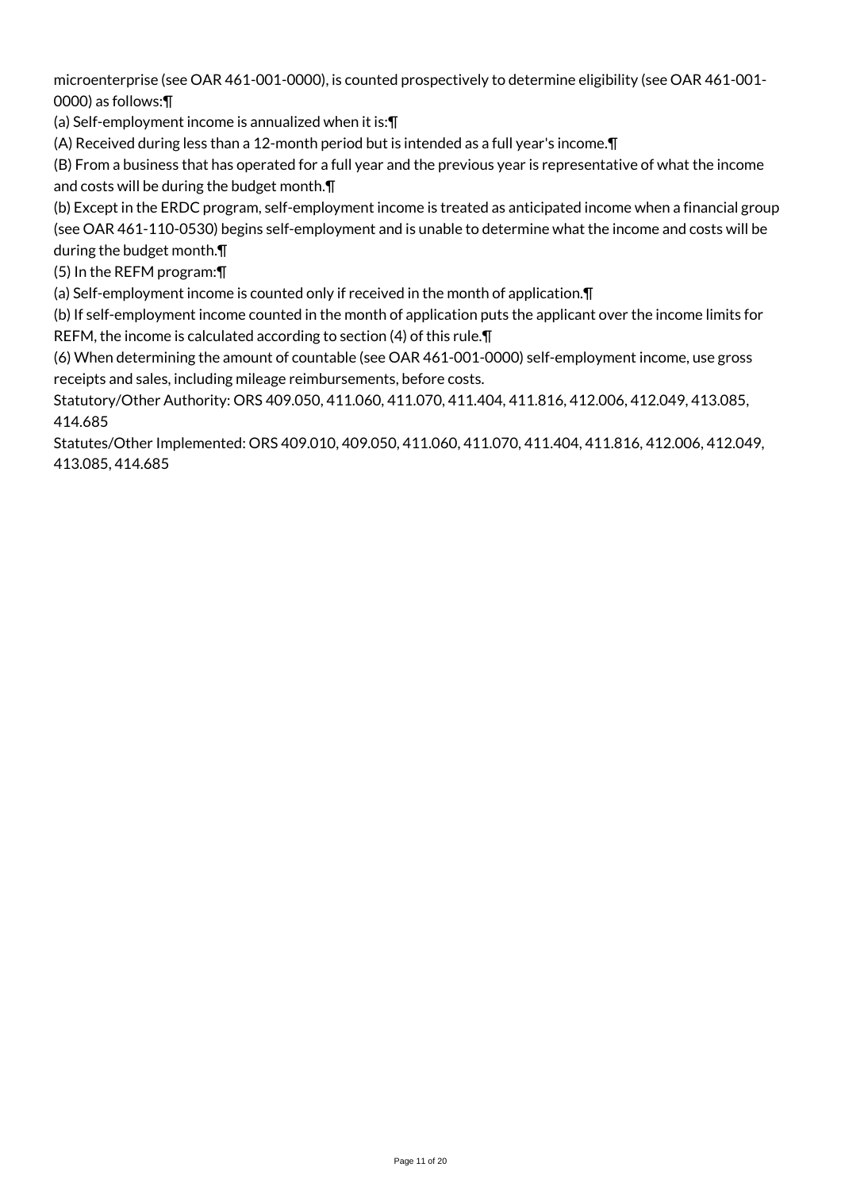microenterprise (see OAR 461-001-0000), is counted prospectively to determine eligibility (see OAR 461-001-0000) as follows:¶

(a) Self-employment income is annualized when it is:¶

(A) Received during less than a 12-month period but is intended as a full year's income.¶

(B) From a business that has operated for a full year and the previous year is representative of what the income and costs will be during the budget month.¶

(b) Except in the ERDC program, self-employment income is treated as anticipated income when a financial group (see OAR 461-110-0530) begins self-employment and is unable to determine what the income and costs will be during the budget month.¶

(5) In the REFM program:¶

(a) Self-employment income is counted only if received in the month of application.¶

(b) If self-employment income counted in the month of application puts the applicant over the income limits for REFM, the income is calculated according to section (4) of this rule.¶

(6) When determining the amount of countable (see OAR 461-001-0000) self-employment income, use gross receipts and sales, including mileage reimbursements, before costs.

Statutory/Other Authority: ORS 409.050, 411.060, 411.070, 411.404, 411.816, 412.006, 412.049, 413.085, 414.685

Statutes/Other Implemented: ORS 409.010, 409.050, 411.060, 411.070, 411.404, 411.816, 412.006, 412.049, 413.085, 414.685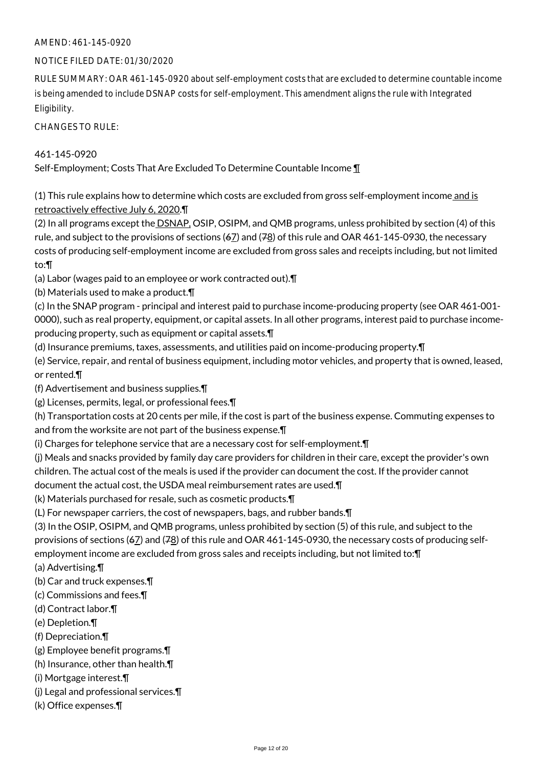AMEND: 461-145-0920

NOTICE FILED DATE: 01/30/2020

RULE SUMMARY: OAR 461-145-0920 about self-employment costs that are excluded to determine countable income is being amended to include DSNAP costs for self-employment. This amendment aligns the rule with Integrated Eligibility.

CHANGES TO RULE:

461-145-0920
Self-Employment; Costs That Are Excluded To Determine Countable Income ¶

(1) This rule explains how to determine which costs are excluded from gross self-employment income and is retroactively effective July 6, 2020.¶
(2) In all programs except the DSNAP, OSIP, OSIPM, and QMB programs, unless prohibited by section (4) of this rule, and subject to the provisions of sections (67) and (78) of this rule and OAR 461-145-0930, the necessary costs of producing self-employment income are excluded from gross sales and receipts including, but not limited to:¶
(a) Labor (wages paid to an employee or work contracted out).¶
(b) Materials used to make a product.¶
(c) In the SNAP program - principal and interest paid to purchase income-producing property (see OAR 461-001-0000), such as real property, equipment, or capital assets. In all other programs, interest paid to purchase income-producing property, such as equipment or capital assets.¶
(d) Insurance premiums, taxes, assessments, and utilities paid on income-producing property.¶
(e) Service, repair, and rental of business equipment, including motor vehicles, and property that is owned, leased, or rented.¶
(f) Advertisement and business supplies.¶
(g) Licenses, permits, legal, or professional fees.¶
(h) Transportation costs at 20 cents per mile, if the cost is part of the business expense. Commuting expenses to and from the worksite are not part of the business expense.¶
(i) Charges for telephone service that are a necessary cost for self-employment.¶
(j) Meals and snacks provided by family day care providers for children in their care, except the provider's own children. The actual cost of the meals is used if the provider can document the cost. If the provider cannot document the actual cost, the USDA meal reimbursement rates are used.¶
(k) Materials purchased for resale, such as cosmetic products.¶
(L) For newspaper carriers, the cost of newspapers, bags, and rubber bands.¶
(3) In the OSIP, OSIPM, and QMB programs, unless prohibited by section (5) of this rule, and subject to the provisions of sections (67) and (78) of this rule and OAR 461-145-0930, the necessary costs of producing self-employment income are excluded from gross sales and receipts including, but not limited to:¶
(a) Advertising.¶
(b) Car and truck expenses.¶
(c) Commissions and fees.¶
(d) Contract labor.¶
(e) Depletion.¶
(f) Depreciation.¶
(g) Employee benefit programs.¶
(h) Insurance, other than health.¶
(i) Mortgage interest.¶
(j) Legal and professional services.¶
(k) Office expenses.¶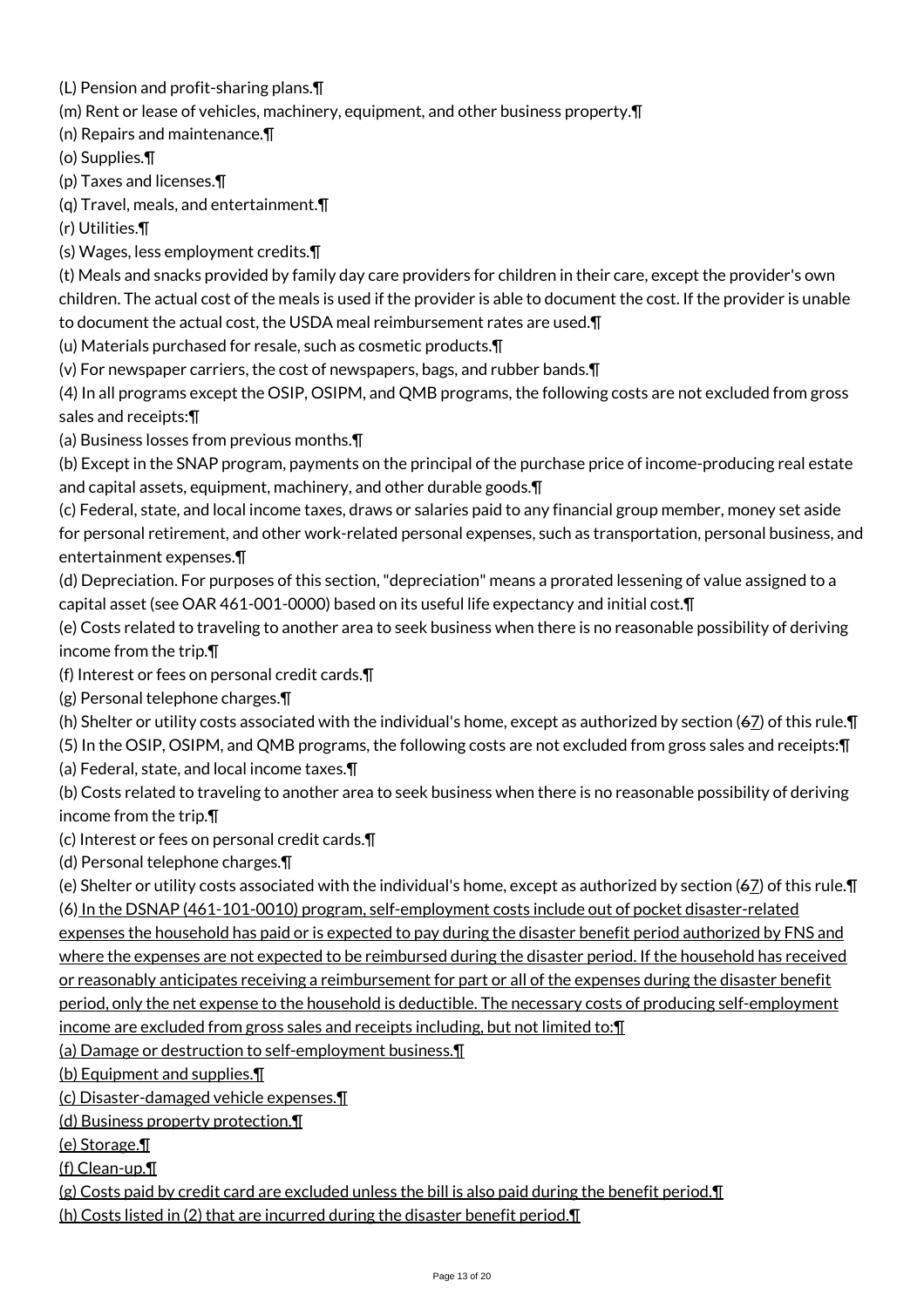(L) Pension and profit-sharing plans.¶

(m) Rent or lease of vehicles, machinery, equipment, and other business property.¶

(n) Repairs and maintenance.¶

(o) Supplies.¶

(p) Taxes and licenses.¶

(q) Travel, meals, and entertainment.¶

(r) Utilities.¶

(s) Wages, less employment credits.¶

(t) Meals and snacks provided by family day care providers for children in their care, except the provider's own children. The actual cost of the meals is used if the provider is able to document the cost. If the provider is unable to document the actual cost, the USDA meal reimbursement rates are used.¶

(u) Materials purchased for resale, such as cosmetic products.¶

(v) For newspaper carriers, the cost of newspapers, bags, and rubber bands.¶

(4) In all programs except the OSIP, OSIPM, and QMB programs, the following costs are not excluded from gross sales and receipts:¶

(a) Business losses from previous months.¶

(b) Except in the SNAP program, payments on the principal of the purchase price of income-producing real estate and capital assets, equipment, machinery, and other durable goods.¶

(c) Federal, state, and local income taxes, draws or salaries paid to any financial group member, money set aside for personal retirement, and other work-related personal expenses, such as transportation, personal business, and entertainment expenses.¶

(d) Depreciation. For purposes of this section, "depreciation" means a prorated lessening of value assigned to a capital asset (see OAR 461-001-0000) based on its useful life expectancy and initial cost.¶

(e) Costs related to traveling to another area to seek business when there is no reasonable possibility of deriving income from the trip.¶

(f) Interest or fees on personal credit cards.¶

(g) Personal telephone charges.¶

(h) Shelter or utility costs associated with the individual's home, except as authorized by section (~~6~~7) of this rule.¶

(5) In the OSIP, OSIPM, and QMB programs, the following costs are not excluded from gross sales and receipts:¶

(a) Federal, state, and local income taxes.¶

(b) Costs related to traveling to another area to seek business when there is no reasonable possibility of deriving income from the trip.¶

(c) Interest or fees on personal credit cards.¶

(d) Personal telephone charges.¶

(e) Shelter or utility costs associated with the individual's home, except as authorized by section (~~6~~7) of this rule.¶

(6) In the DSNAP (461-101-0010) program, self-employment costs include out of pocket disaster-related expenses the household has paid or is expected to pay during the disaster benefit period authorized by FNS and where the expenses are not expected to be reimbursed during the disaster period. If the household has received or reasonably anticipates receiving a reimbursement for part or all of the expenses during the disaster benefit period, only the net expense to the household is deductible. The necessary costs of producing self-employment income are excluded from gross sales and receipts including, but not limited to:¶

(a) Damage or destruction to self-employment business.¶

(b) Equipment and supplies.¶

(c) Disaster-damaged vehicle expenses.¶

(d) Business property protection.¶

(e) Storage.¶

(f) Clean-up.¶

(g) Costs paid by credit card are excluded unless the bill is also paid during the benefit period.¶

(h) Costs listed in (2) that are incurred during the disaster benefit period.¶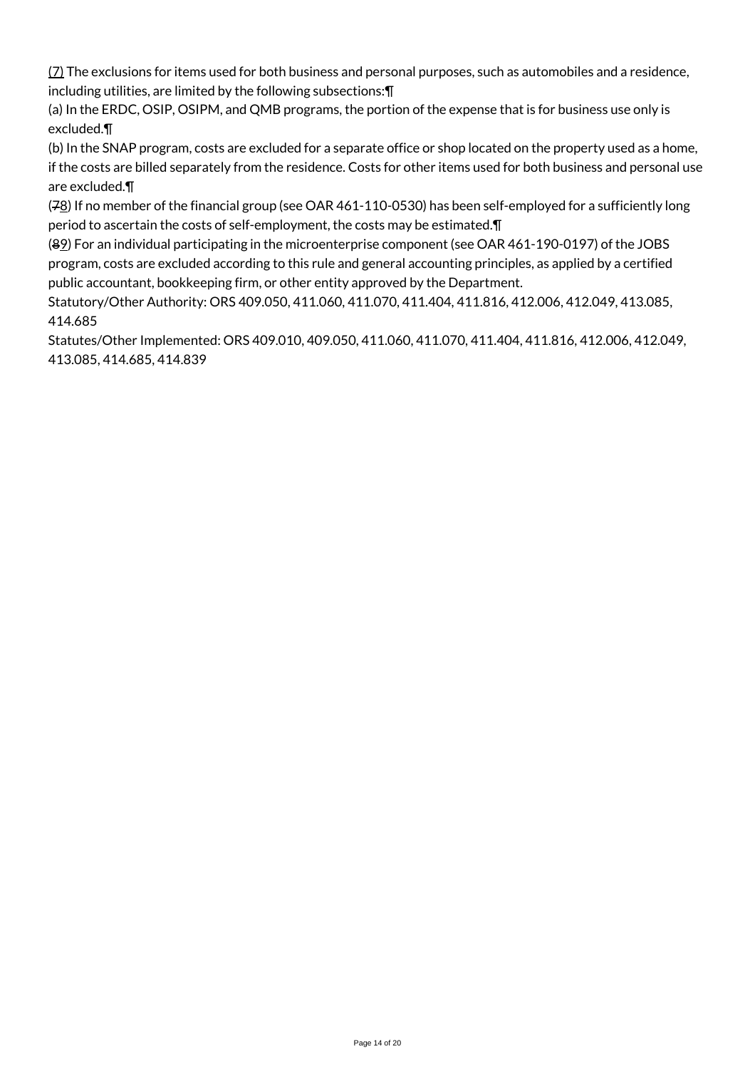(7) The exclusions for items used for both business and personal purposes, such as automobiles and a residence, including utilities, are limited by the following subsections:¶

(a) In the ERDC, OSIP, OSIPM, and QMB programs, the portion of the expense that is for business use only is excluded.¶

(b) In the SNAP program, costs are excluded for a separate office or shop located on the property used as a home, if the costs are billed separately from the residence. Costs for other items used for both business and personal use are excluded.¶

(78) If no member of the financial group (see OAR 461-110-0530) has been self-employed for a sufficiently long period to ascertain the costs of self-employment, the costs may be estimated.¶

(89) For an individual participating in the microenterprise component (see OAR 461-190-0197) of the JOBS program, costs are excluded according to this rule and general accounting principles, as applied by a certified public accountant, bookkeeping firm, or other entity approved by the Department.

Statutory/Other Authority: ORS 409.050, 411.060, 411.070, 411.404, 411.816, 412.006, 412.049, 413.085, 414.685

Statutes/Other Implemented: ORS 409.010, 409.050, 411.060, 411.070, 411.404, 411.816, 412.006, 412.049, 413.085, 414.685, 414.839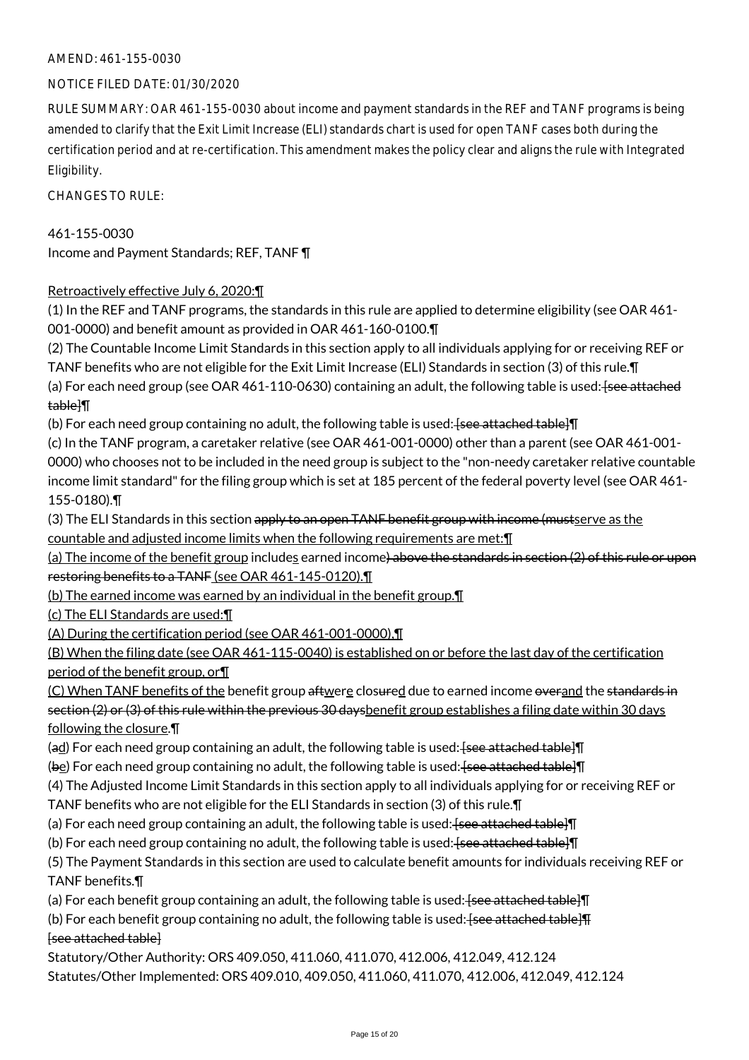AMEND: 461-155-0030

NOTICE FILED DATE: 01/30/2020

RULE SUMMARY: OAR 461-155-0030 about income and payment standards in the REF and TANF programs is being amended to clarify that the Exit Limit Increase (ELI) standards chart is used for open TANF cases both during the certification period and at re-certification. This amendment makes the policy clear and aligns the rule with Integrated Eligibility.

CHANGES TO RULE:

461-155-0030
Income and Payment Standards; REF, TANF ¶

Retroactively effective July 6, 2020:¶
(1) In the REF and TANF programs, the standards in this rule are applied to determine eligibility (see OAR 461-001-0000) and benefit amount as provided in OAR 461-160-0100.¶
(2) The Countable Income Limit Standards in this section apply to all individuals applying for or receiving REF or TANF benefits who are not eligible for the Exit Limit Increase (ELI) Standards in section (3) of this rule.¶
(a) For each need group (see OAR 461-110-0630) containing an adult, the following table is used: [see attached table]¶
(b) For each need group containing no adult, the following table is used: [see attached table]¶
(c) In the TANF program, a caretaker relative (see OAR 461-001-0000) other than a parent (see OAR 461-001-0000) who chooses not to be included in the need group is subject to the "non-needy caretaker relative countable income limit standard" for the filing group which is set at 185 percent of the federal poverty level (see OAR 461-155-0180).¶
(3) The ELI Standards in this section apply to an open TANF benefit group with income (mustserve as the countable and adjusted income limits when the following requirements are met:¶
(a) The income of the benefit group includes earned income) above the standards in section (2) of this rule or upon restoring benefits to a TANF (see OAR 461-145-0120).¶
(b) The earned income was earned by an individual in the benefit group.¶
(c) The ELI Standards are used:¶
(A) During the certification period (see OAR 461-001-0000),¶
(B) When the filing date (see OAR 461-115-0040) is established on or before the last day of the certification period of the benefit group, or¶
(C) When TANF benefits of the benefit group aftwere closured due to earned income overand the standards in section (2) or (3) of this rule within the previous 30 daysbenefit group establishes a filing date within 30 days following the closure.¶
(ad) For each need group containing an adult, the following table is used: [see attached table]¶
(be) For each need group containing no adult, the following table is used: [see attached table]¶
(4) The Adjusted Income Limit Standards in this section apply to all individuals applying for or receiving REF or TANF benefits who are not eligible for the ELI Standards in section (3) of this rule.¶
(a) For each need group containing an adult, the following table is used: [see attached table]¶
(b) For each need group containing no adult, the following table is used: [see attached table]¶
(5) The Payment Standards in this section are used to calculate benefit amounts for individuals receiving REF or TANF benefits.¶
(a) For each benefit group containing an adult, the following table is used: [see attached table]¶
(b) For each benefit group containing no adult, the following table is used: [see attached table]¶
[see attached table]

Statutory/Other Authority: ORS 409.050, 411.060, 411.070, 412.006, 412.049, 412.124
Statutes/Other Implemented: ORS 409.010, 409.050, 411.060, 411.070, 412.006, 412.049, 412.124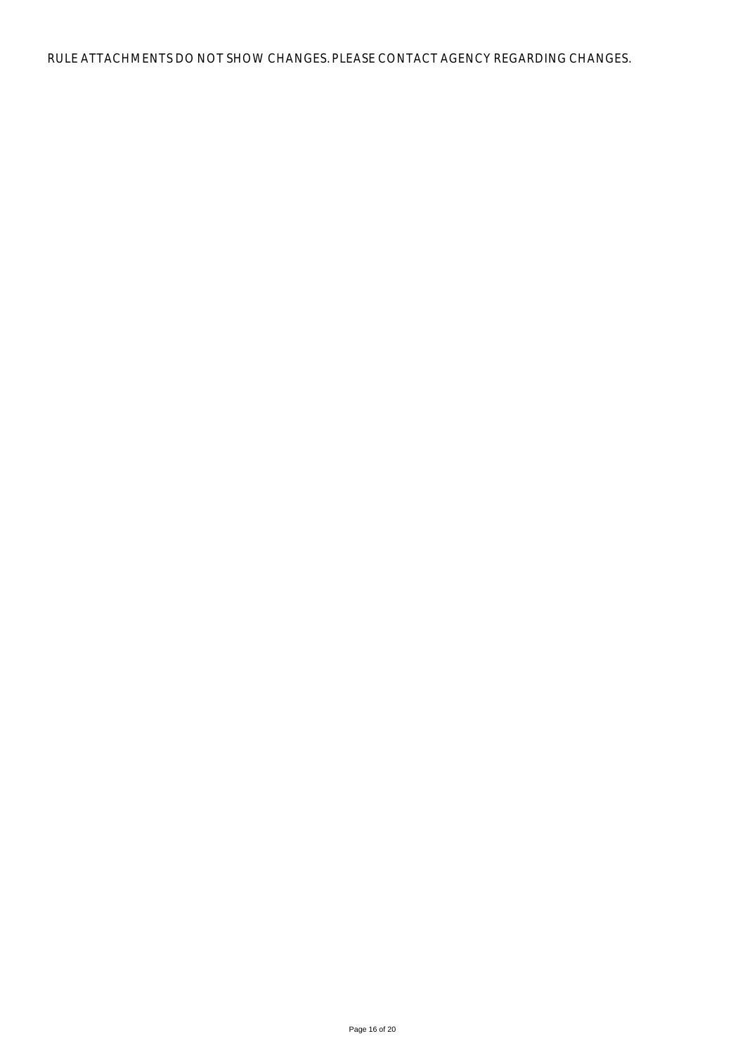RULE ATTACHMENTS DO NOT SHOW CHANGES. PLEASE CONTACT AGENCY REGARDING CHANGES.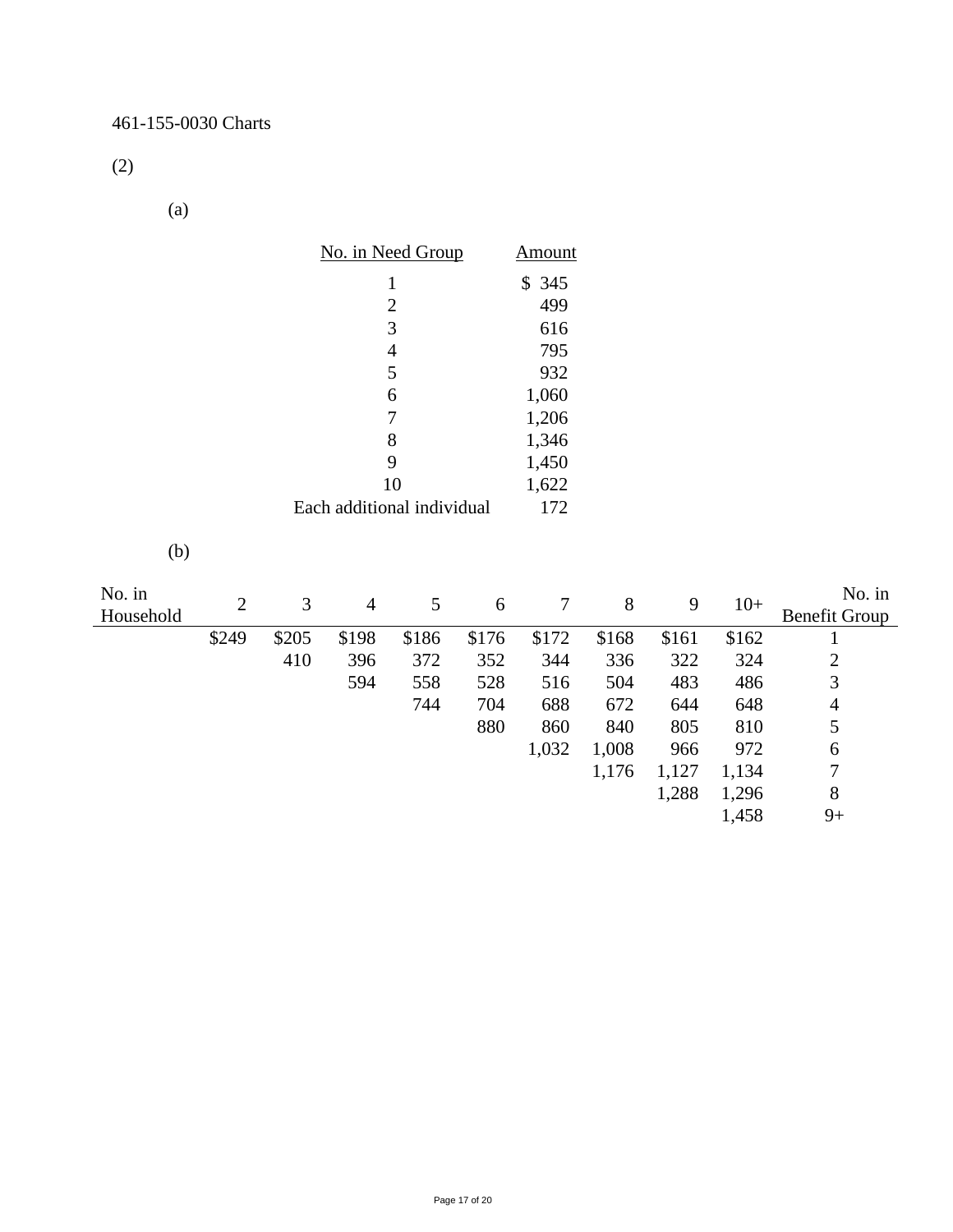461-155-0030 Charts

(2)

(a)

| No. in Need Group | Amount |
|---|---|
| 1 | $ 345 |
| 2 | 499 |
| 3 | 616 |
| 4 | 795 |
| 5 | 932 |
| 6 | 1,060 |
| 7 | 1,206 |
| 8 | 1,346 |
| 9 | 1,450 |
| 10 | 1,622 |
| Each additional individual | 172 |

(b)

| No. in Household | 2 | 3 | 4 | 5 | 6 | 7 | 8 | 9 | 10+ | No. in Benefit Group |
|---|---|---|---|---|---|---|---|---|---|---|
| | $249 | $205 | $198 | $186 | $176 | $172 | $168 | $161 | $162 | 1 |
| | | 410 | 396 | 372 | 352 | 344 | 336 | 322 | 324 | 2 |
| | | | 594 | 558 | 528 | 516 | 504 | 483 | 486 | 3 |
| | | | | 744 | 704 | 688 | 672 | 644 | 648 | 4 |
| | | | | | 880 | 860 | 840 | 805 | 810 | 5 |
| | | | | | | 1,032 | 1,008 | 966 | 972 | 6 |
| | | | | | | | 1,176 | 1,127 | 1,134 | 7 |
| | | | | | | | | 1,288 | 1,296 | 8 |
| | | | | | | | | | 1,458 | 9+ |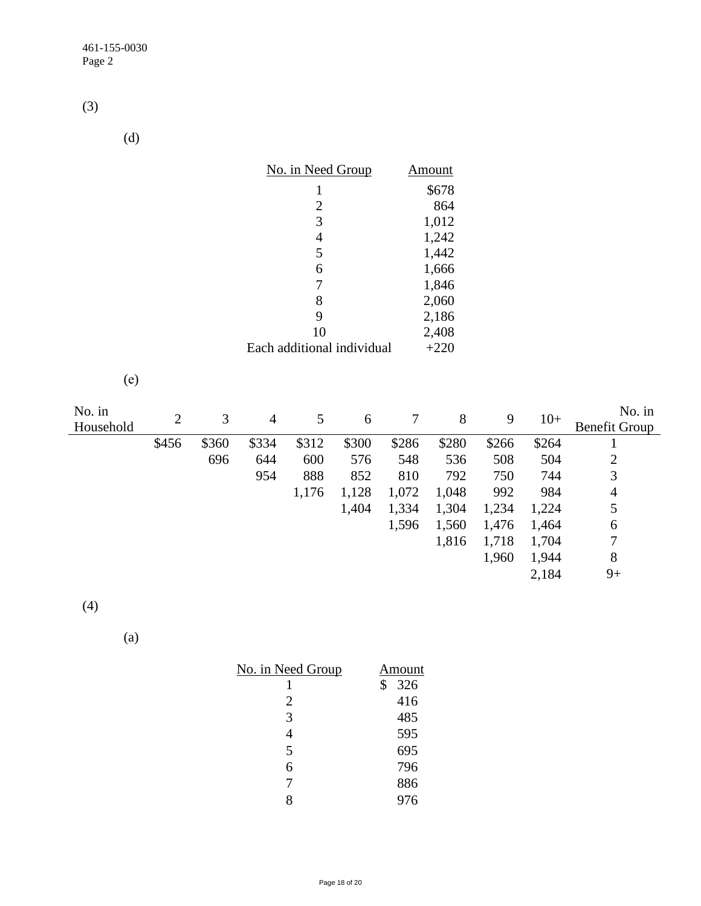(3)

(d)

| No. in Need Group | Amount |
|---|---|
| 1 | $678 |
| 2 | 864 |
| 3 | 1,012 |
| 4 | 1,242 |
| 5 | 1,442 |
| 6 | 1,666 |
| 7 | 1,846 |
| 8 | 2,060 |
| 9 | 2,186 |
| 10 | 2,408 |
| Each additional individual | +220 |

(e)

| No. in Household | 2 | 3 | 4 | 5 | 6 | 7 | 8 | 9 | 10+ | No. in Benefit Group |
|---|---|---|---|---|---|---|---|---|---|---|
| | $456 | $360 | $334 | $312 | $300 | $286 | $280 | $266 | $264 | 1 |
| | | 696 | 644 | 600 | 576 | 548 | 536 | 508 | 504 | 2 |
| | | | 954 | 888 | 852 | 810 | 792 | 750 | 744 | 3 |
| | | | | 1,176 | 1,128 | 1,072 | 1,048 | 992 | 984 | 4 |
| | | | | | 1,404 | 1,334 | 1,304 | 1,234 | 1,224 | 5 |
| | | | | | | 1,596 | 1,560 | 1,476 | 1,464 | 6 |
| | | | | | | | 1,816 | 1,718 | 1,704 | 7 |
| | | | | | | | | 1,960 | 1,944 | 8 |
| | | | | | | | | | 2,184 | 9+ |

(4)

(a)

| No. in Need Group | Amount |
|---|---|
| 1 | $ 326 |
| 2 | 416 |
| 3 | 485 |
| 4 | 595 |
| 5 | 695 |
| 6 | 796 |
| 7 | 886 |
| 8 | 976 |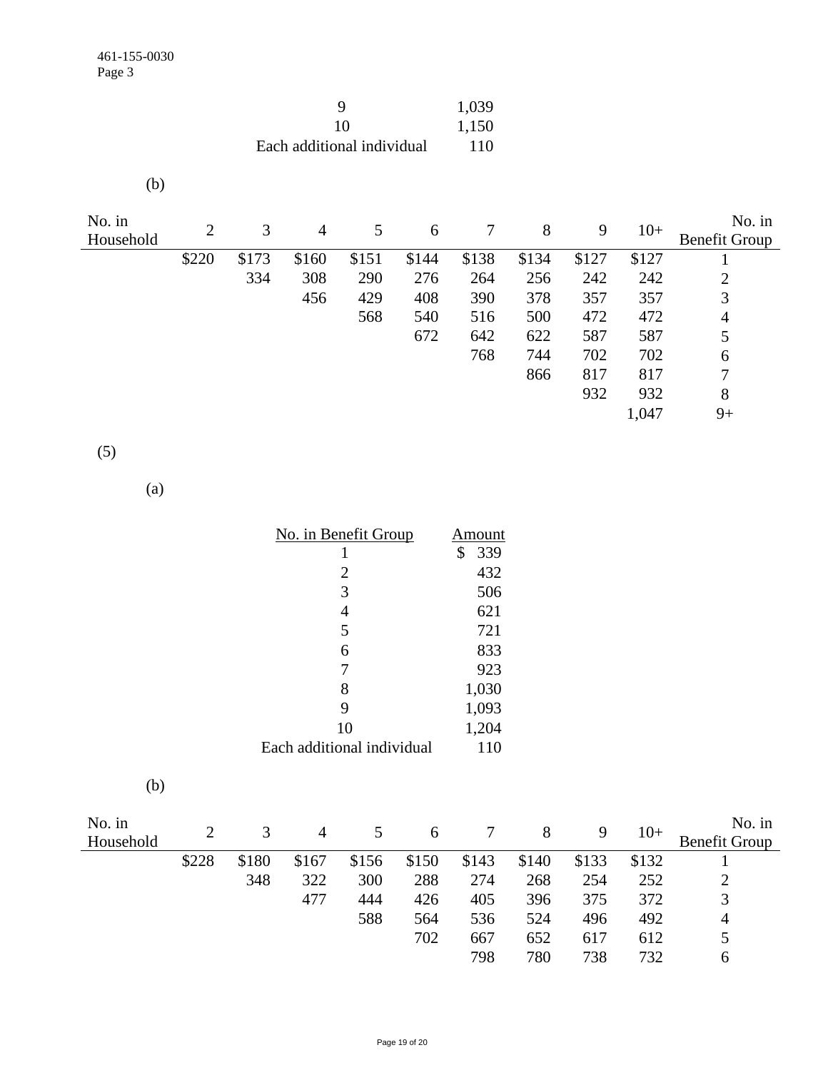| | |
|---|---|
| 9 | 1,039 |
| 10 | 1,150 |
| Each additional individual | 110 |

(b)

| No. in Household | 2 | 3 | 4 | 5 | 6 | 7 | 8 | 9 | 10+ | No. in Benefit Group |
|---|---|---|---|---|---|---|---|---|---|---|
| | $220 | $173 | $160 | $151 | $144 | $138 | $134 | $127 | $127 | 1 |
| | | 334 | 308 | 290 | 276 | 264 | 256 | 242 | 242 | 2 |
| | | | 456 | 429 | 408 | 390 | 378 | 357 | 357 | 3 |
| | | | | 568 | 540 | 516 | 500 | 472 | 472 | 4 |
| | | | | | 672 | 642 | 622 | 587 | 587 | 5 |
| | | | | | | 768 | 744 | 702 | 702 | 6 |
| | | | | | | | 866 | 817 | 817 | 7 |
| | | | | | | | | 932 | 932 | 8 |
| | | | | | | | | | 1,047 | 9+ |

(5)

(a)

| No. in Benefit Group | Amount |
|---|---|
| 1 | $ 339 |
| 2 | 432 |
| 3 | 506 |
| 4 | 621 |
| 5 | 721 |
| 6 | 833 |
| 7 | 923 |
| 8 | 1,030 |
| 9 | 1,093 |
| 10 | 1,204 |
| Each additional individual | 110 |

(b)

| No. in Household | 2 | 3 | 4 | 5 | 6 | 7 | 8 | 9 | 10+ | No. in Benefit Group |
|---|---|---|---|---|---|---|---|---|---|---|
| | $228 | $180 | $167 | $156 | $150 | $143 | $140 | $133 | $132 | 1 |
| | | 348 | 322 | 300 | 288 | 274 | 268 | 254 | 252 | 2 |
| | | | 477 | 444 | 426 | 405 | 396 | 375 | 372 | 3 |
| | | | | 588 | 564 | 536 | 524 | 496 | 492 | 4 |
| | | | | | 702 | 667 | 652 | 617 | 612 | 5 |
| | | | | | | 798 | 780 | 738 | 732 | 6 |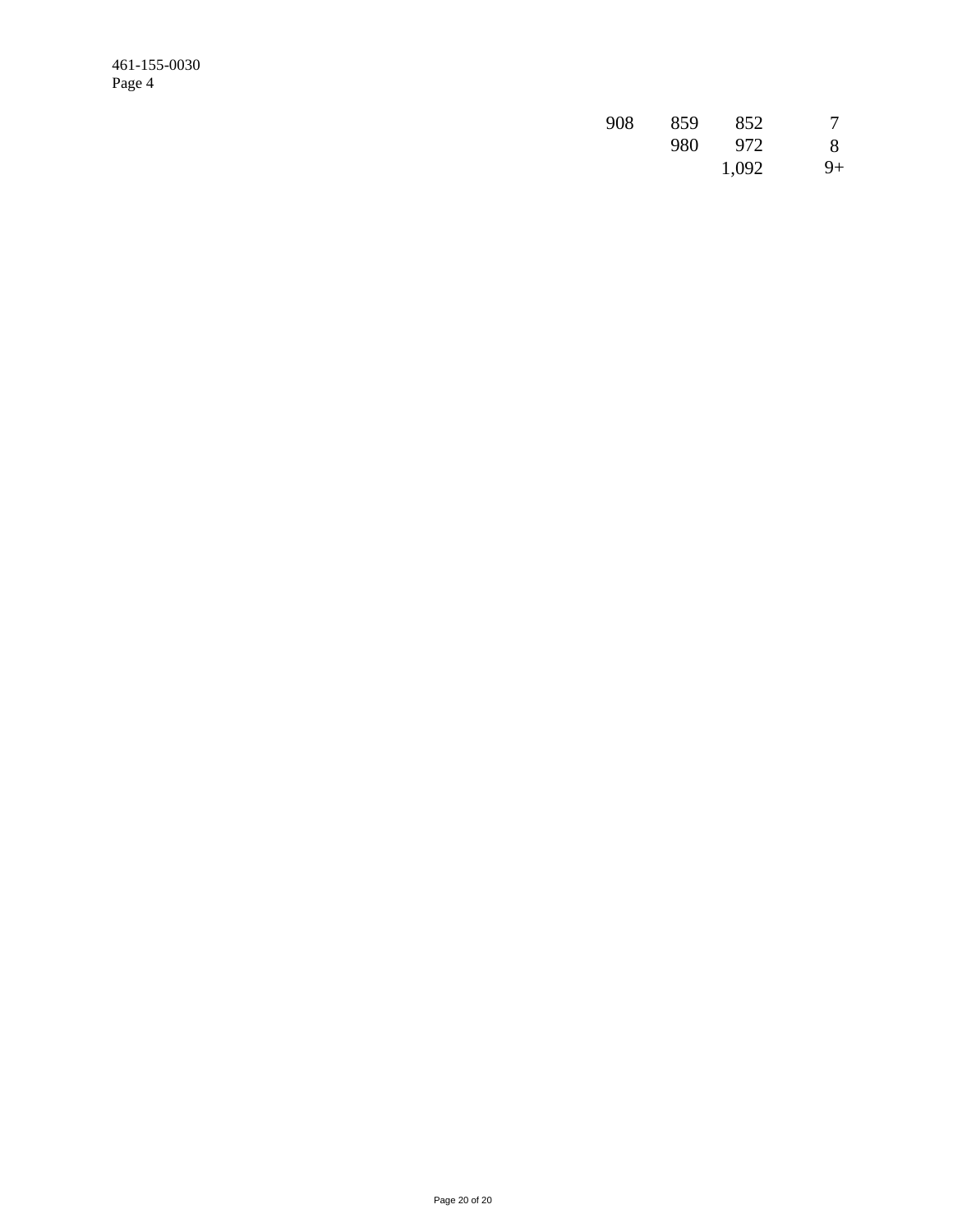| | | | |
|---|---|---|---|
| 908 | 859 | 852 | 7 |
| | 980 | 972 | 8 |
| | | 1,092 | 9+ |